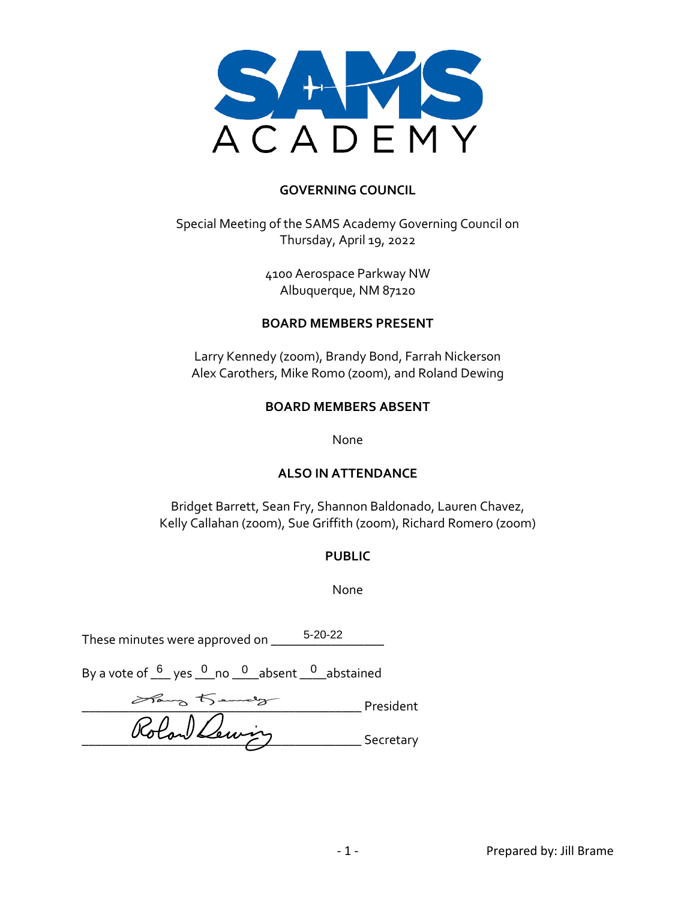SAMS ACADEMY

## GOVERNING COUNCIL

Special Meeting of the SAMS Academy Governing Council on
Thursday, April 19, 2022

4100 Aerospace Parkway NW
Albuquerque, NM 87120

### BOARD MEMBERS PRESENT

Larry Kennedy (zoom), Brandy Bond, Farrah Nickerson
Alex Carothers, Mike Romo (zoom), and Roland Dewing

### BOARD MEMBERS ABSENT

None

### ALSO IN ATTENDANCE

Bridget Barrett, Sean Fry, Shannon Baldonado, Lauren Chavez,
Kelly Callahan (zoom), Sue Griffith (zoom), Richard Romero (zoom)

### PUBLIC

None

These minutes were approved on 5-20-22

By a vote of 6 yes 0 no 0 absent 0 abstained

_______________________ President

_______________________ Secretary

Prepared by: Jill Brame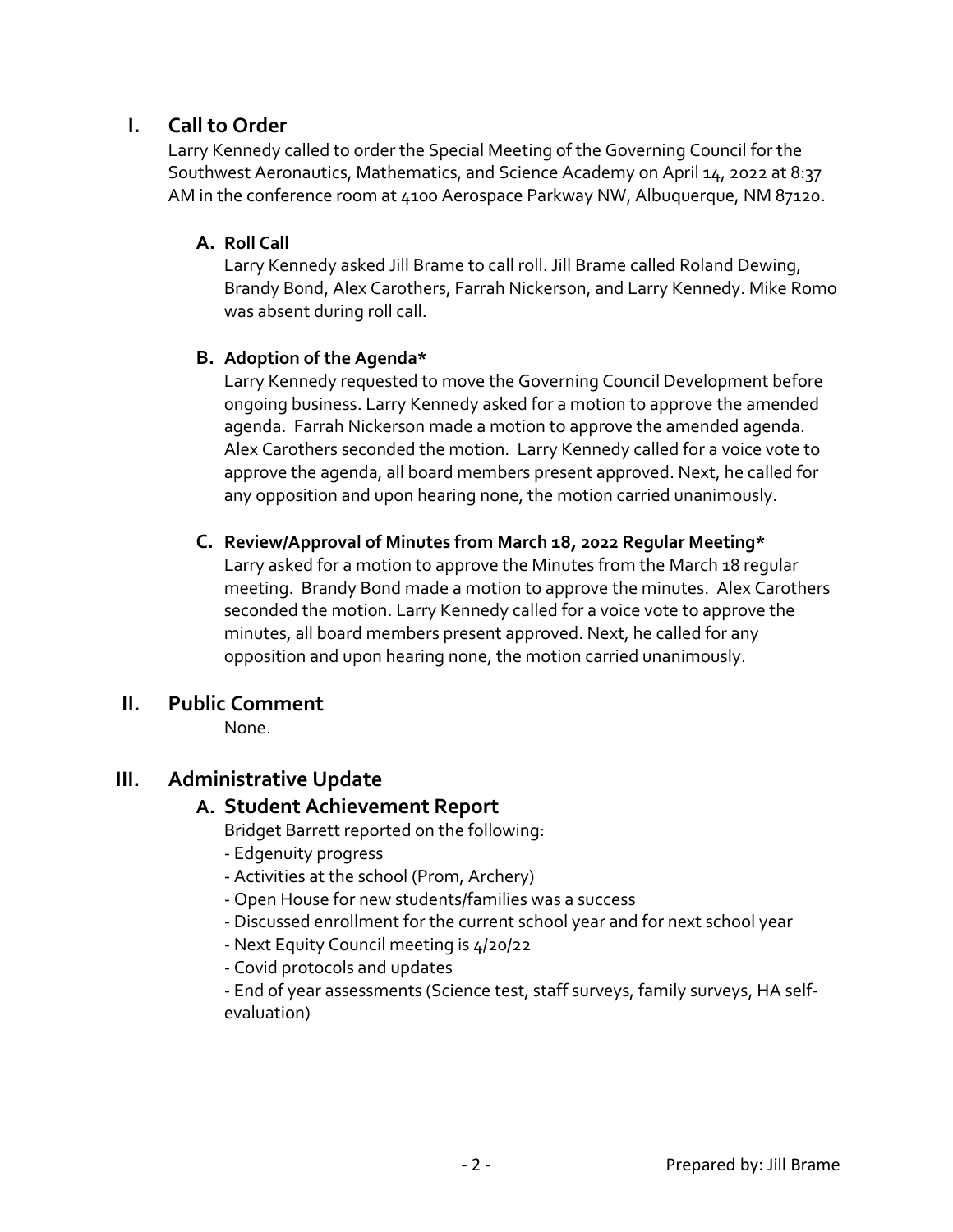## I. Call to Order

Larry Kennedy called to order the Special Meeting of the Governing Council for the Southwest Aeronautics, Mathematics, and Science Academy on April 14, 2022 at 8:37 AM in the conference room at 4100 Aerospace Parkway NW, Albuquerque, NM 87120.

### A. Roll Call

Larry Kennedy asked Jill Brame to call roll. Jill Brame called Roland Dewing, Brandy Bond, Alex Carothers, Farrah Nickerson, and Larry Kennedy. Mike Romo was absent during roll call.

### B. Adoption of the Agenda*

Larry Kennedy requested to move the Governing Council Development before ongoing business. Larry Kennedy asked for a motion to approve the amended agenda. Farrah Nickerson made a motion to approve the amended agenda. Alex Carothers seconded the motion. Larry Kennedy called for a voice vote to approve the agenda, all board members present approved. Next, he called for any opposition and upon hearing none, the motion carried unanimously.

### C. Review/Approval of Minutes from March 18, 2022 Regular Meeting*

Larry asked for a motion to approve the Minutes from the March 18 regular meeting. Brandy Bond made a motion to approve the minutes. Alex Carothers seconded the motion. Larry Kennedy called for a voice vote to approve the minutes, all board members present approved. Next, he called for any opposition and upon hearing none, the motion carried unanimously.

## II. Public Comment

None.

## III. Administrative Update

### A. Student Achievement Report

Bridget Barrett reported on the following:

- Edgenuity progress
- Activities at the school (Prom, Archery)
- Open House for new students/families was a success
- Discussed enrollment for the current school year and for next school year
- Next Equity Council meeting is 4/20/22
- Covid protocols and updates
- End of year assessments (Science test, staff surveys, family surveys, HA self-evaluation)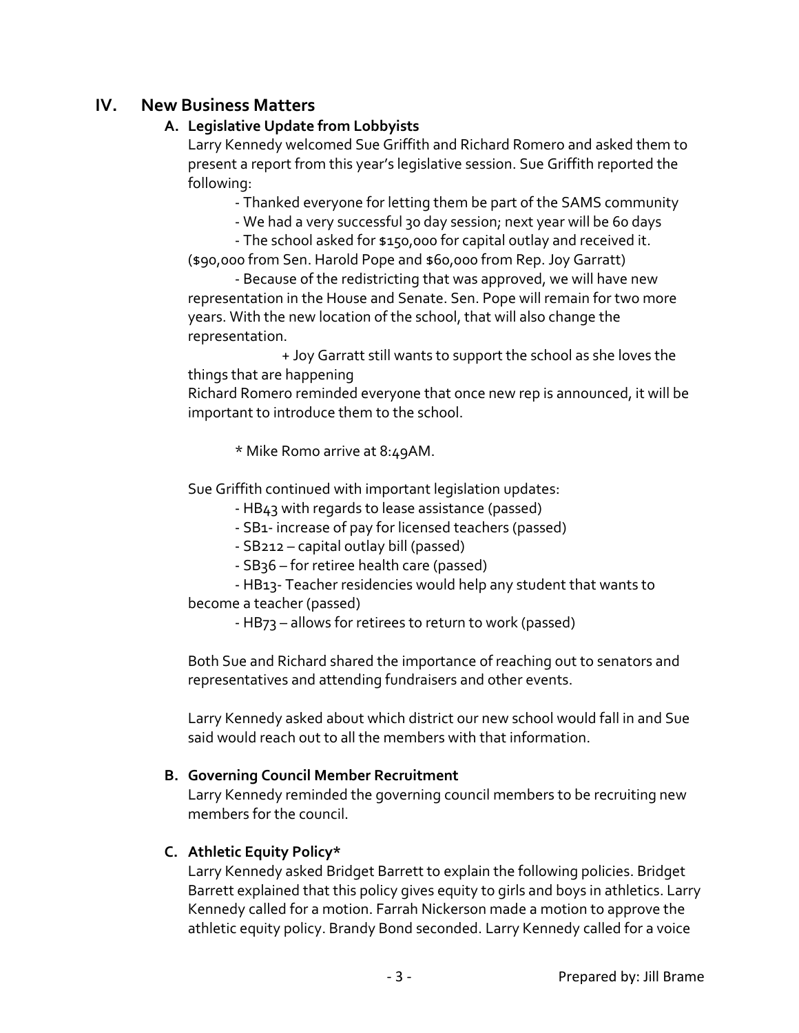## IV. New Business Matters

### A. Legislative Update from Lobbyists

Larry Kennedy welcomed Sue Griffith and Richard Romero and asked them to present a report from this year's legislative session. Sue Griffith reported the following:

- Thanked everyone for letting them be part of the SAMS community
- We had a very successful 30 day session; next year will be 60 days
- The school asked for $150,000 for capital outlay and received it. ($90,000 from Sen. Harold Pope and $60,000 from Rep. Joy Garratt)
- Because of the redistricting that was approved, we will have new representation in the House and Senate. Sen. Pope will remain for two more years. With the new location of the school, that will also change the representation.
  - + Joy Garratt still wants to support the school as she loves the things that are happening

Richard Romero reminded everyone that once new rep is announced, it will be important to introduce them to the school.

* Mike Romo arrive at 8:49AM.

Sue Griffith continued with important legislation updates:

- HB43 with regards to lease assistance (passed)
- SB1- increase of pay for licensed teachers (passed)
- SB212 – capital outlay bill (passed)
- SB36 – for retiree health care (passed)
- HB13- Teacher residencies would help any student that wants to become a teacher (passed)
- HB73 – allows for retirees to return to work (passed)

Both Sue and Richard shared the importance of reaching out to senators and representatives and attending fundraisers and other events.

Larry Kennedy asked about which district our new school would fall in and Sue said would reach out to all the members with that information.

### B. Governing Council Member Recruitment

Larry Kennedy reminded the governing council members to be recruiting new members for the council.

### C. Athletic Equity Policy*

Larry Kennedy asked Bridget Barrett to explain the following policies. Bridget Barrett explained that this policy gives equity to girls and boys in athletics. Larry Kennedy called for a motion. Farrah Nickerson made a motion to approve the athletic equity policy. Brandy Bond seconded. Larry Kennedy called for a voice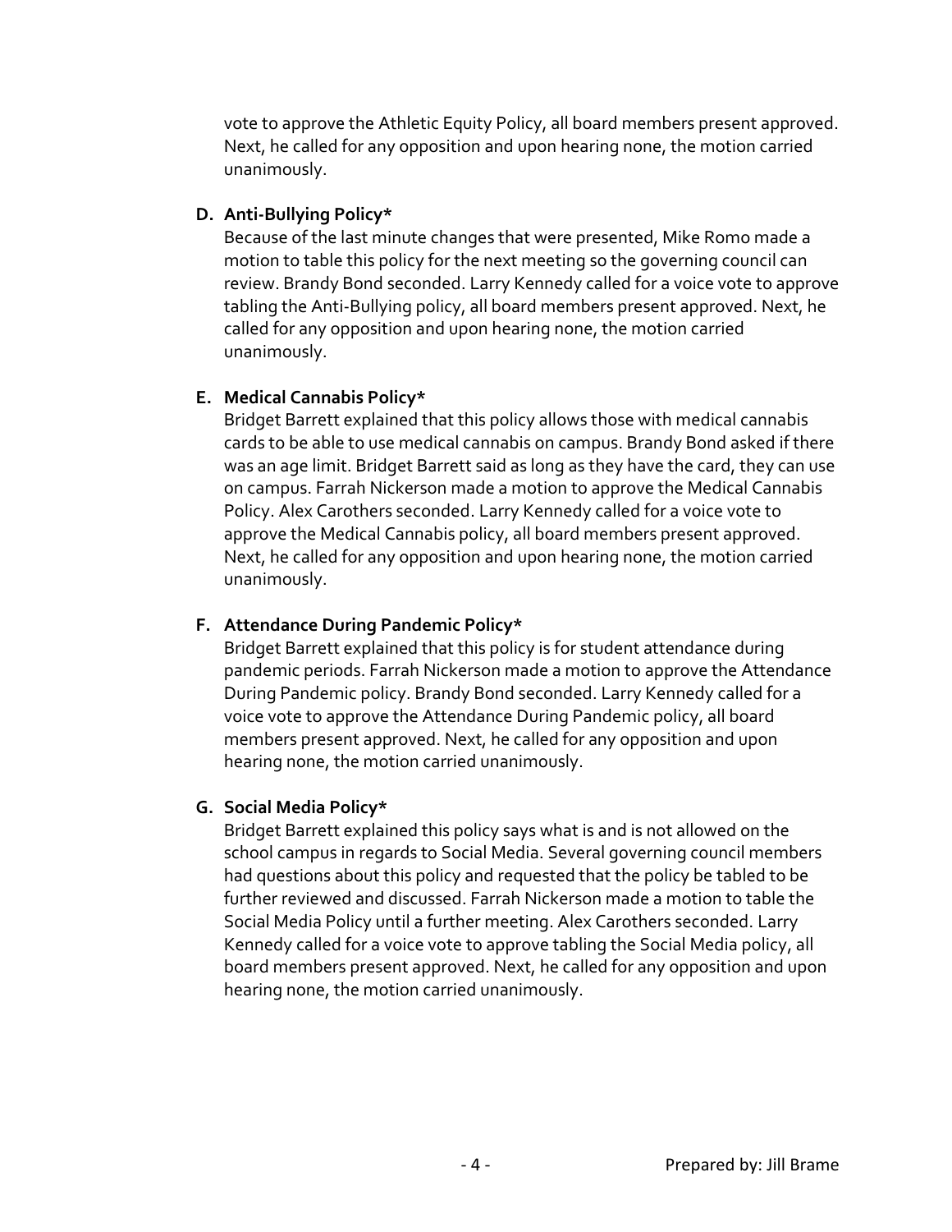vote to approve the Athletic Equity Policy, all board members present approved. Next, he called for any opposition and upon hearing none, the motion carried unanimously.

**D. Anti-Bullying Policy***

Because of the last minute changes that were presented, Mike Romo made a motion to table this policy for the next meeting so the governing council can review. Brandy Bond seconded. Larry Kennedy called for a voice vote to approve tabling the Anti-Bullying policy, all board members present approved. Next, he called for any opposition and upon hearing none, the motion carried unanimously.

**E. Medical Cannabis Policy***

Bridget Barrett explained that this policy allows those with medical cannabis cards to be able to use medical cannabis on campus. Brandy Bond asked if there was an age limit. Bridget Barrett said as long as they have the card, they can use on campus. Farrah Nickerson made a motion to approve the Medical Cannabis Policy. Alex Carothers seconded. Larry Kennedy called for a voice vote to approve the Medical Cannabis policy, all board members present approved. Next, he called for any opposition and upon hearing none, the motion carried unanimously.

**F. Attendance During Pandemic Policy***

Bridget Barrett explained that this policy is for student attendance during pandemic periods. Farrah Nickerson made a motion to approve the Attendance During Pandemic policy. Brandy Bond seconded. Larry Kennedy called for a voice vote to approve the Attendance During Pandemic policy, all board members present approved. Next, he called for any opposition and upon hearing none, the motion carried unanimously.

**G. Social Media Policy***

Bridget Barrett explained this policy says what is and is not allowed on the school campus in regards to Social Media. Several governing council members had questions about this policy and requested that the policy be tabled to be further reviewed and discussed. Farrah Nickerson made a motion to table the Social Media Policy until a further meeting. Alex Carothers seconded. Larry Kennedy called for a voice vote to approve tabling the Social Media policy, all board members present approved. Next, he called for any opposition and upon hearing none, the motion carried unanimously.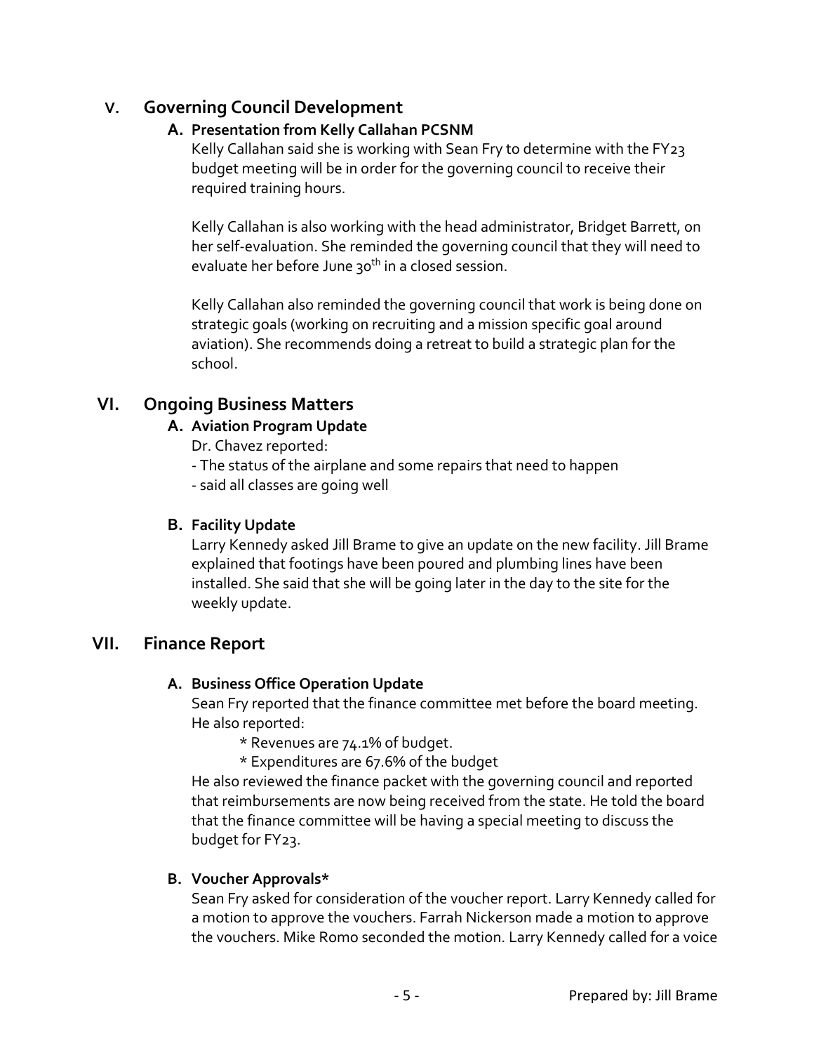## V. Governing Council Development

### A. Presentation from Kelly Callahan PCSNM

Kelly Callahan said she is working with Sean Fry to determine with the FY23 budget meeting will be in order for the governing council to receive their required training hours.

Kelly Callahan is also working with the head administrator, Bridget Barrett, on her self-evaluation. She reminded the governing council that they will need to evaluate her before June 30th in a closed session.

Kelly Callahan also reminded the governing council that work is being done on strategic goals (working on recruiting and a mission specific goal around aviation). She recommends doing a retreat to build a strategic plan for the school.

## VI. Ongoing Business Matters

### A. Aviation Program Update

Dr. Chavez reported:

- The status of the airplane and some repairs that need to happen
- said all classes are going well

### B. Facility Update

Larry Kennedy asked Jill Brame to give an update on the new facility. Jill Brame explained that footings have been poured and plumbing lines have been installed. She said that she will be going later in the day to the site for the weekly update.

## VII. Finance Report

### A. Business Office Operation Update

Sean Fry reported that the finance committee met before the board meeting. He also reported:

* Revenues are 74.1% of budget.
* Expenditures are 67.6% of the budget

He also reviewed the finance packet with the governing council and reported that reimbursements are now being received from the state. He told the board that the finance committee will be having a special meeting to discuss the budget for FY23.

### B. Voucher Approvals*

Sean Fry asked for consideration of the voucher report. Larry Kennedy called for a motion to approve the vouchers. Farrah Nickerson made a motion to approve the vouchers. Mike Romo seconded the motion. Larry Kennedy called for a voice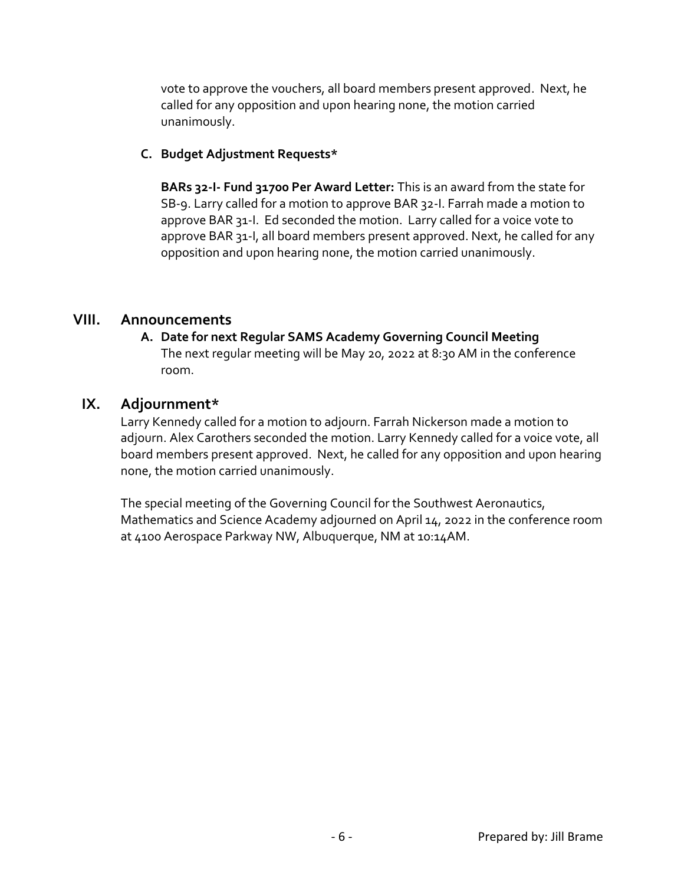vote to approve the vouchers, all board members present approved. Next, he called for any opposition and upon hearing none, the motion carried unanimously.

**C. Budget Adjustment Requests***

**BARs 32-I- Fund 31700 Per Award Letter:** This is an award from the state for SB-9. Larry called for a motion to approve BAR 32-I. Farrah made a motion to approve BAR 31-I. Ed seconded the motion. Larry called for a voice vote to approve BAR 31-I, all board members present approved. Next, he called for any opposition and upon hearing none, the motion carried unanimously.

## VIII. Announcements

**A. Date for next Regular SAMS Academy Governing Council Meeting**

The next regular meeting will be May 20, 2022 at 8:30 AM in the conference room.

## IX. Adjournment*

Larry Kennedy called for a motion to adjourn. Farrah Nickerson made a motion to adjourn. Alex Carothers seconded the motion. Larry Kennedy called for a voice vote, all board members present approved. Next, he called for any opposition and upon hearing none, the motion carried unanimously.

The special meeting of the Governing Council for the Southwest Aeronautics, Mathematics and Science Academy adjourned on April 14, 2022 in the conference room at 4100 Aerospace Parkway NW, Albuquerque, NM at 10:14AM.

Prepared by: Jill Brame